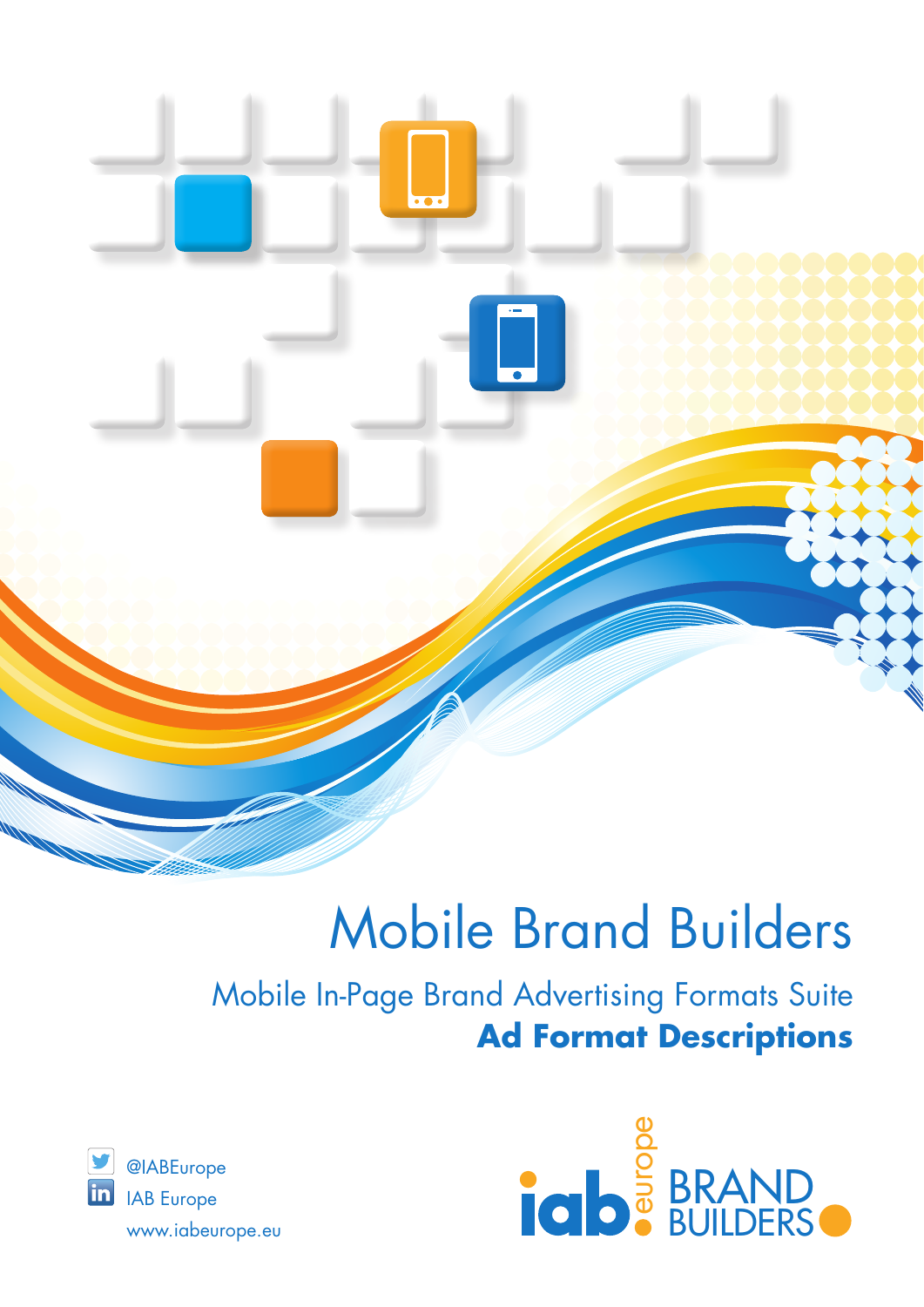# Mobile Brand Builders

## Mobile In-Page Brand Advertising Formats Suite

**Ad Format Descriptions**

@IABEurope

IAB Europe

www.iabeurope.eu

iab europe BRAND BUILDERS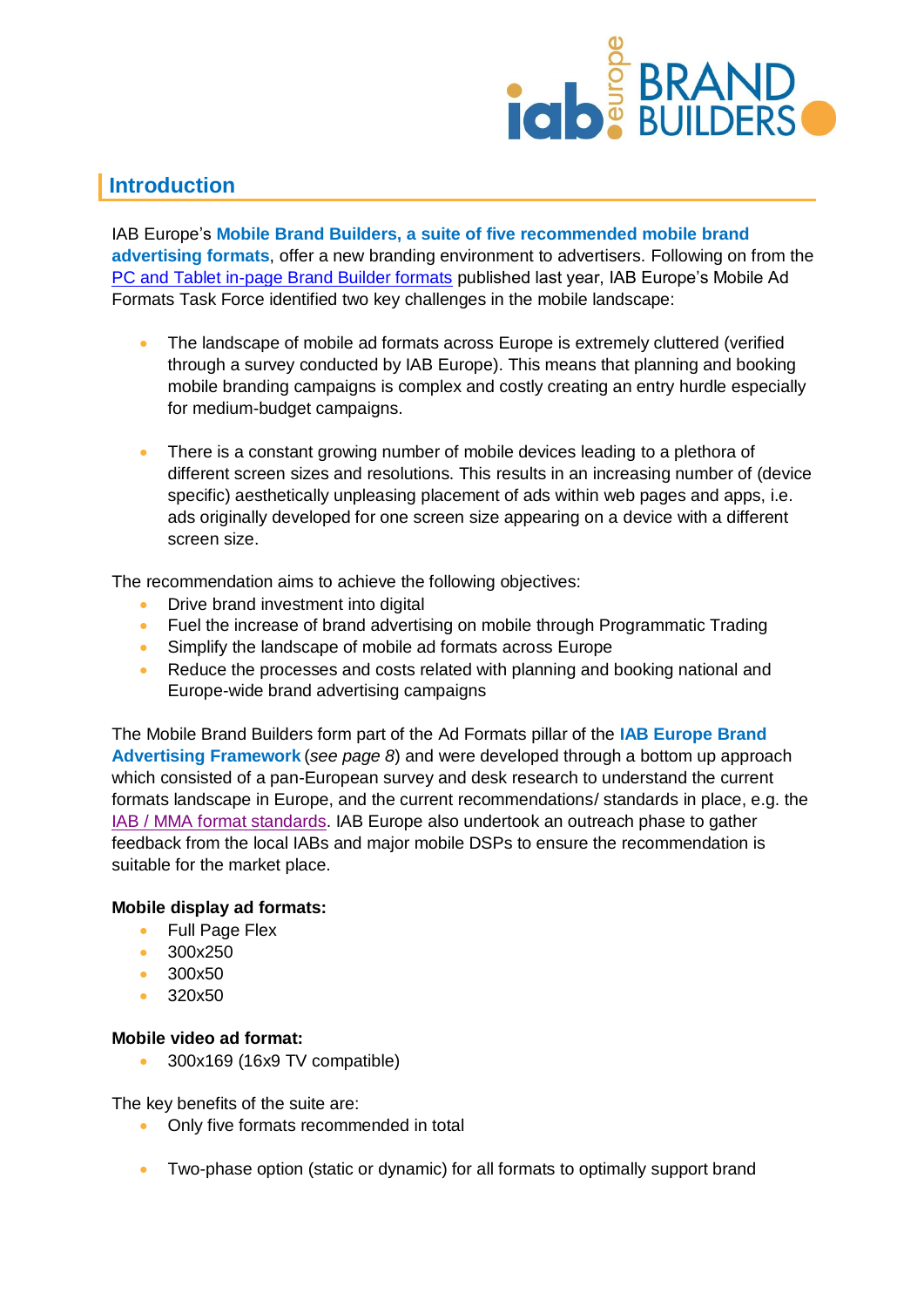## Introduction

IAB Europe's **Mobile Brand Builders, a suite of five recommended mobile brand advertising formats**, offer a new branding environment to advertisers. Following on from the PC and Tablet in-page Brand Builder formats published last year, IAB Europe's Mobile Ad Formats Task Force identified two key challenges in the mobile landscape:

- The landscape of mobile ad formats across Europe is extremely cluttered (verified through a survey conducted by IAB Europe). This means that planning and booking mobile branding campaigns is complex and costly creating an entry hurdle especially for medium-budget campaigns.

- There is a constant growing number of mobile devices leading to a plethora of different screen sizes and resolutions. This results in an increasing number of (device specific) aesthetically unpleasing placement of ads within web pages and apps, i.e. ads originally developed for one screen size appearing on a device with a different screen size.

The recommendation aims to achieve the following objectives:

- Drive brand investment into digital
- Fuel the increase of brand advertising on mobile through Programmatic Trading
- Simplify the landscape of mobile ad formats across Europe
- Reduce the processes and costs related with planning and booking national and Europe-wide brand advertising campaigns

The Mobile Brand Builders form part of the Ad Formats pillar of the **IAB Europe Brand Advertising Framework** (*see page 8*) and were developed through a bottom up approach which consisted of a pan-European survey and desk research to understand the current formats landscape in Europe, and the current recommendations/ standards in place, e.g. the IAB / MMA format standards. IAB Europe also undertook an outreach phase to gather feedback from the local IABs and major mobile DSPs to ensure the recommendation is suitable for the market place.

**Mobile display ad formats:**

- Full Page Flex
- 300x250
- 300x50
- 320x50

**Mobile video ad format:**

- 300x169 (16x9 TV compatible)

The key benefits of the suite are:

- Only five formats recommended in total

- Two-phase option (static or dynamic) for all formats to optimally support brand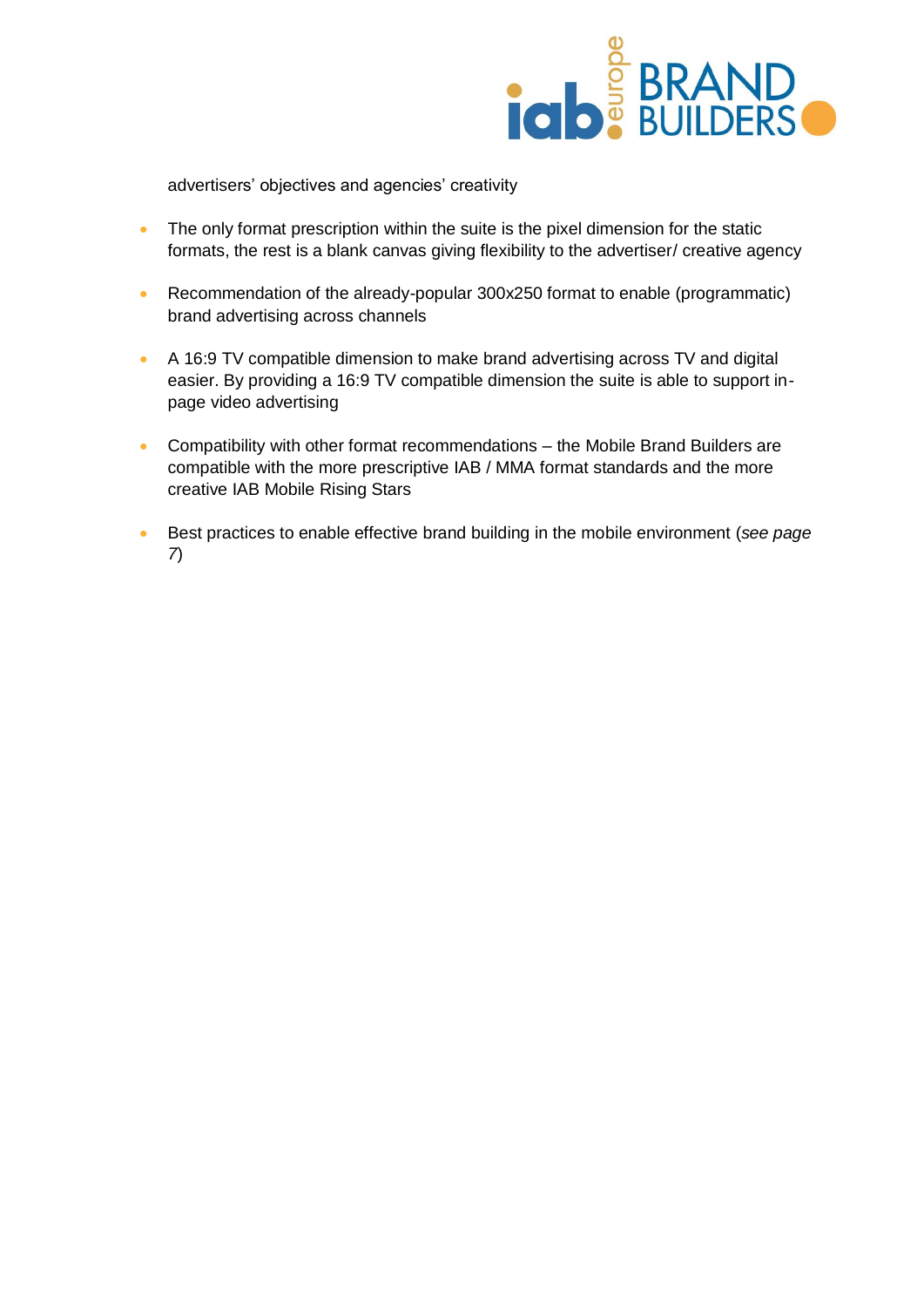advertisers' objectives and agencies' creativity

- The only format prescription within the suite is the pixel dimension for the static formats, the rest is a blank canvas giving flexibility to the advertiser/ creative agency
- Recommendation of the already-popular 300x250 format to enable (programmatic) brand advertising across channels
- A 16:9 TV compatible dimension to make brand advertising across TV and digital easier. By providing a 16:9 TV compatible dimension the suite is able to support in-page video advertising
- Compatibility with other format recommendations – the Mobile Brand Builders are compatible with the more prescriptive IAB / MMA format standards and the more creative IAB Mobile Rising Stars
- Best practices to enable effective brand building in the mobile environment (*see page 7*)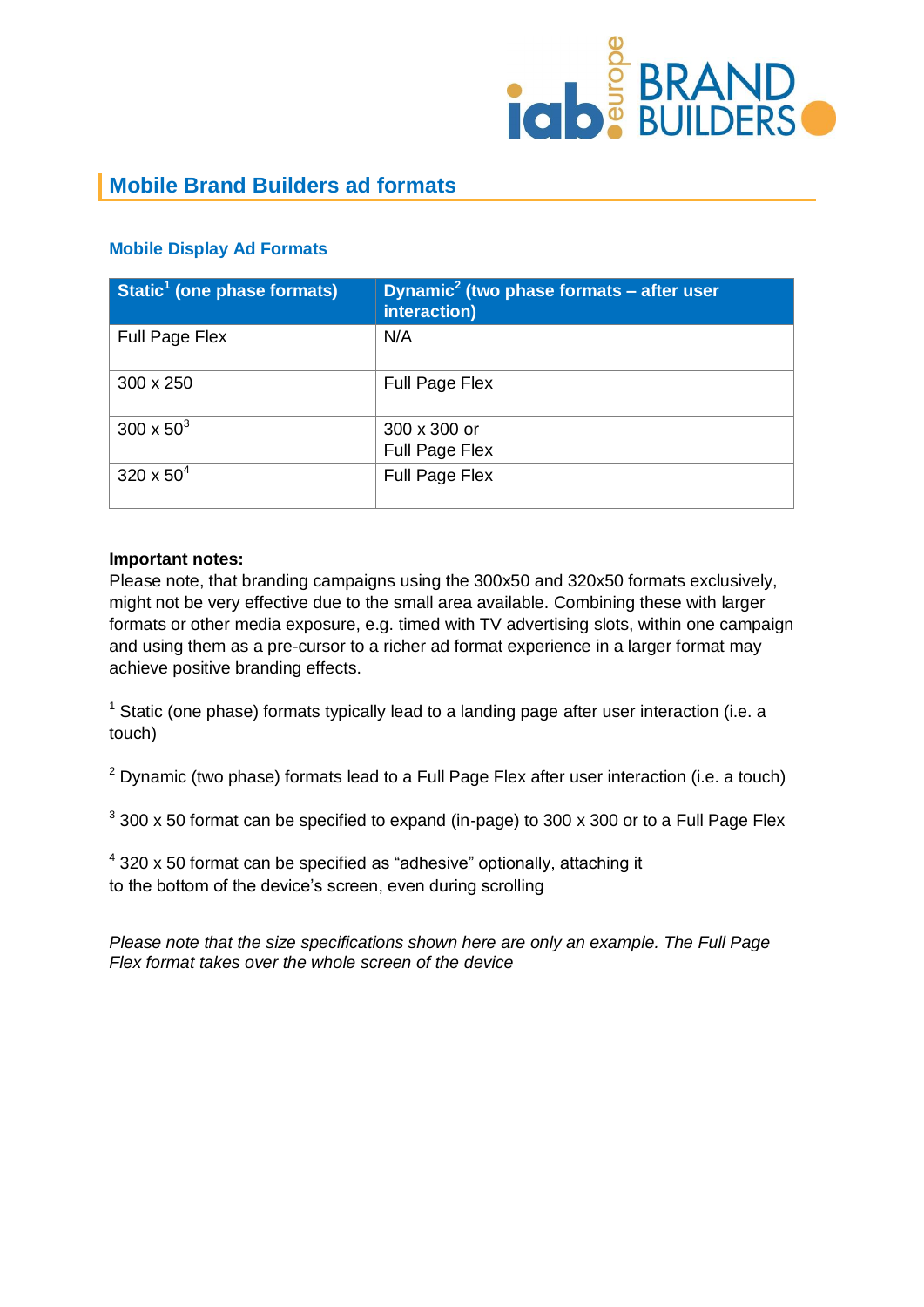## Mobile Brand Builders ad formats

### Mobile Display Ad Formats

| Static[1] (one phase formats) | Dynamic[2] (two phase formats – after user interaction) |
| --- | --- |
| Full Page Flex | N/A |
| 300 x 250 | Full Page Flex |
| 300 x 50[3] | 300 x 300 or Full Page Flex |
| 320 x 50[4] | Full Page Flex |

**Important notes:**
Please note, that branding campaigns using the 300x50 and 320x50 formats exclusively, might not be very effective due to the small area available. Combining these with larger formats or other media exposure, e.g. timed with TV advertising slots, within one campaign and using them as a pre-cursor to a richer ad format experience in a larger format may achieve positive branding effects.

[1] Static (one phase) formats typically lead to a landing page after user interaction (i.e. a touch)

[2] Dynamic (two phase) formats lead to a Full Page Flex after user interaction (i.e. a touch)

[3] 300 x 50 format can be specified to expand (in-page) to 300 x 300 or to a Full Page Flex

[4] 320 x 50 format can be specified as "adhesive" optionally, attaching it to the bottom of the device's screen, even during scrolling

*Please note that the size specifications shown here are only an example. The Full Page Flex format takes over the whole screen of the device*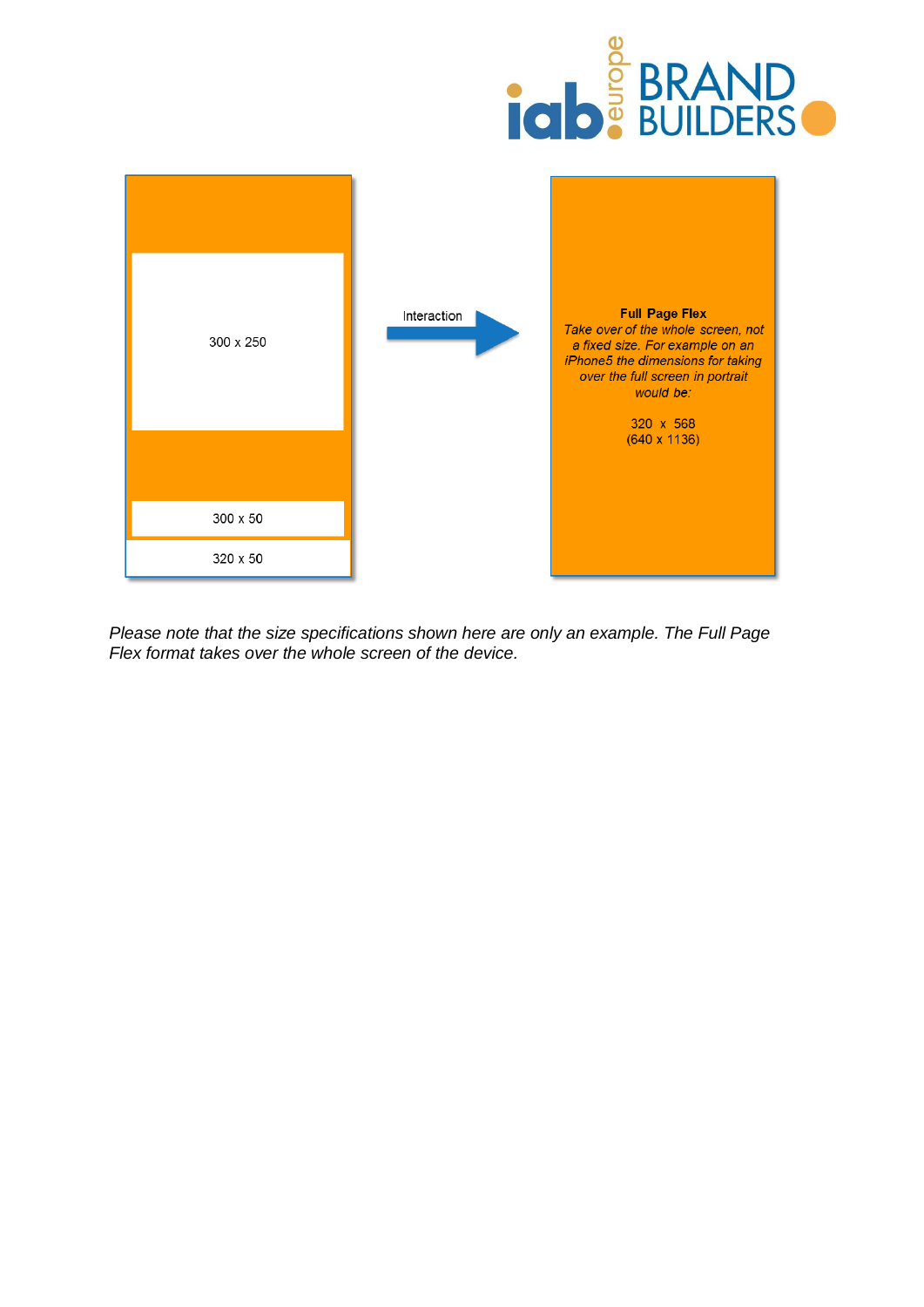300 x 250

300 x 50

320 x 50

Interaction

**Full Page Flex**

*Take over of the whole screen, not a fixed size. For example on an iPhone5 the dimensions for taking over the full screen in portrait would be:*

320 x 568
(640 x 1136)

*Please note that the size specifications shown here are only an example. The Full Page Flex format takes over the whole screen of the device.*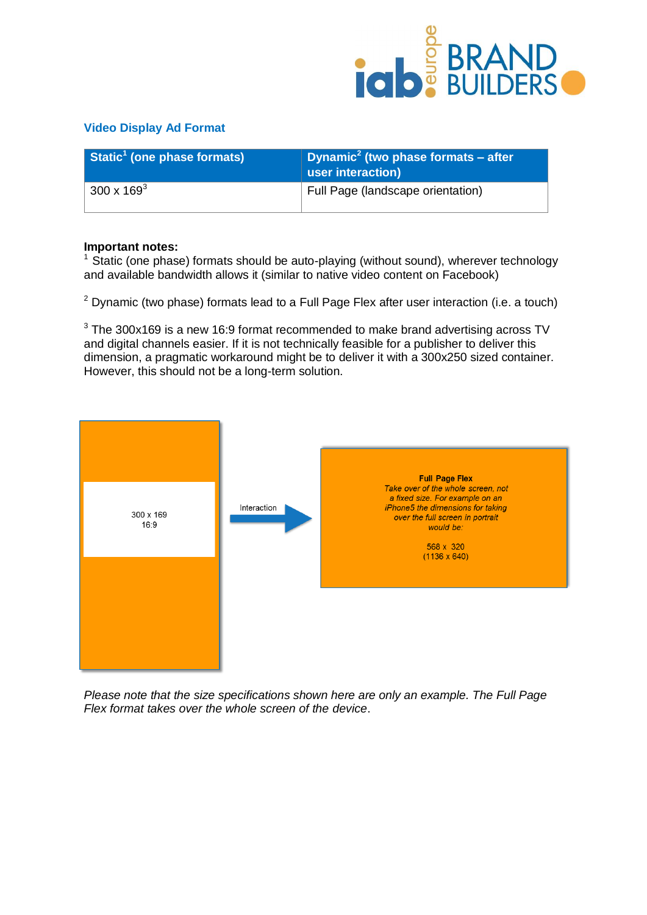## Video Display Ad Format

| Static[1] (one phase formats) | Dynamic[2] (two phase formats – after user interaction) |
|---|---|
| 300 x 169[3] | Full Page (landscape orientation) |

**Important notes:**

[1] Static (one phase) formats should be auto-playing (without sound), wherever technology and available bandwidth allows it (similar to native video content on Facebook)

[2] Dynamic (two phase) formats lead to a Full Page Flex after user interaction (i.e. a touch)

[3] The 300x169 is a new 16:9 format recommended to make brand advertising across TV and digital channels easier. If it is not technically feasible for a publisher to deliver this dimension, a pragmatic workaround might be to deliver it with a 300x250 sized container. However, this should not be a long-term solution.

300 x 169
16:9

Interaction

**Full Page Flex**
*Take over of the whole screen, not a fixed size. For example on an iPhone5 the dimensions for taking over the full screen in portrait would be:*

568 x 320
(1136 x 640)

*Please note that the size specifications shown here are only an example. The Full Page Flex format takes over the whole screen of the device*.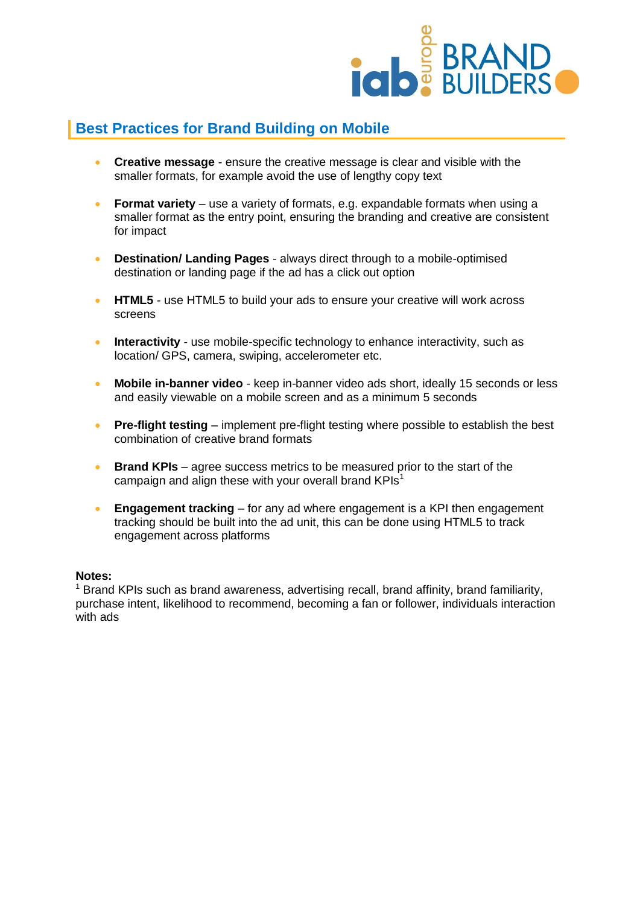## Best Practices for Brand Building on Mobile

- **Creative message** - ensure the creative message is clear and visible with the smaller formats, for example avoid the use of lengthy copy text
- **Format variety** – use a variety of formats, e.g. expandable formats when using a smaller format as the entry point, ensuring the branding and creative are consistent for impact
- **Destination/ Landing Pages** - always direct through to a mobile-optimised destination or landing page if the ad has a click out option
- **HTML5** - use HTML5 to build your ads to ensure your creative will work across screens
- **Interactivity** - use mobile-specific technology to enhance interactivity, such as location/ GPS, camera, swiping, accelerometer etc.
- **Mobile in-banner video** - keep in-banner video ads short, ideally 15 seconds or less and easily viewable on a mobile screen and as a minimum 5 seconds
- **Pre-flight testing** – implement pre-flight testing where possible to establish the best combination of creative brand formats
- **Brand KPIs** – agree success metrics to be measured prior to the start of the campaign and align these with your overall brand KPIs[1]
- **Engagement tracking** – for any ad where engagement is a KPI then engagement tracking should be built into the ad unit, this can be done using HTML5 to track engagement across platforms

**Notes:**

[1] Brand KPIs such as brand awareness, advertising recall, brand affinity, brand familiarity, purchase intent, likelihood to recommend, becoming a fan or follower, individuals interaction with ads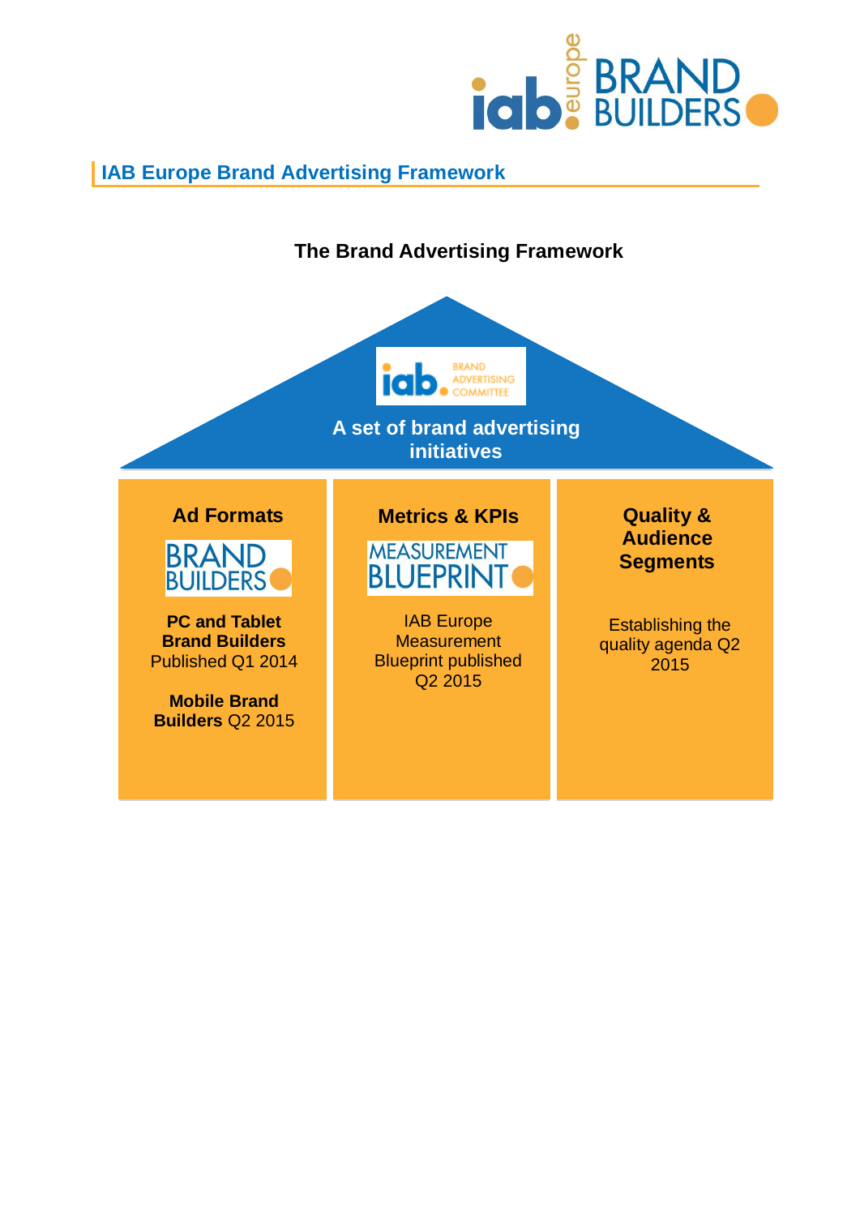## IAB Europe Brand Advertising Framework

**The Brand Advertising Framework**

**A set of brand advertising initiatives**

**Ad Formats**

BRAND BUILDERS

**PC and Tablet Brand Builders** Published Q1 2014

**Mobile Brand Builders** Q2 2015

**Metrics & KPIs**

MEASUREMENT BLUEPRINT

IAB Europe Measurement Blueprint published Q2 2015

**Quality & Audience Segments**

Establishing the quality agenda Q2 2015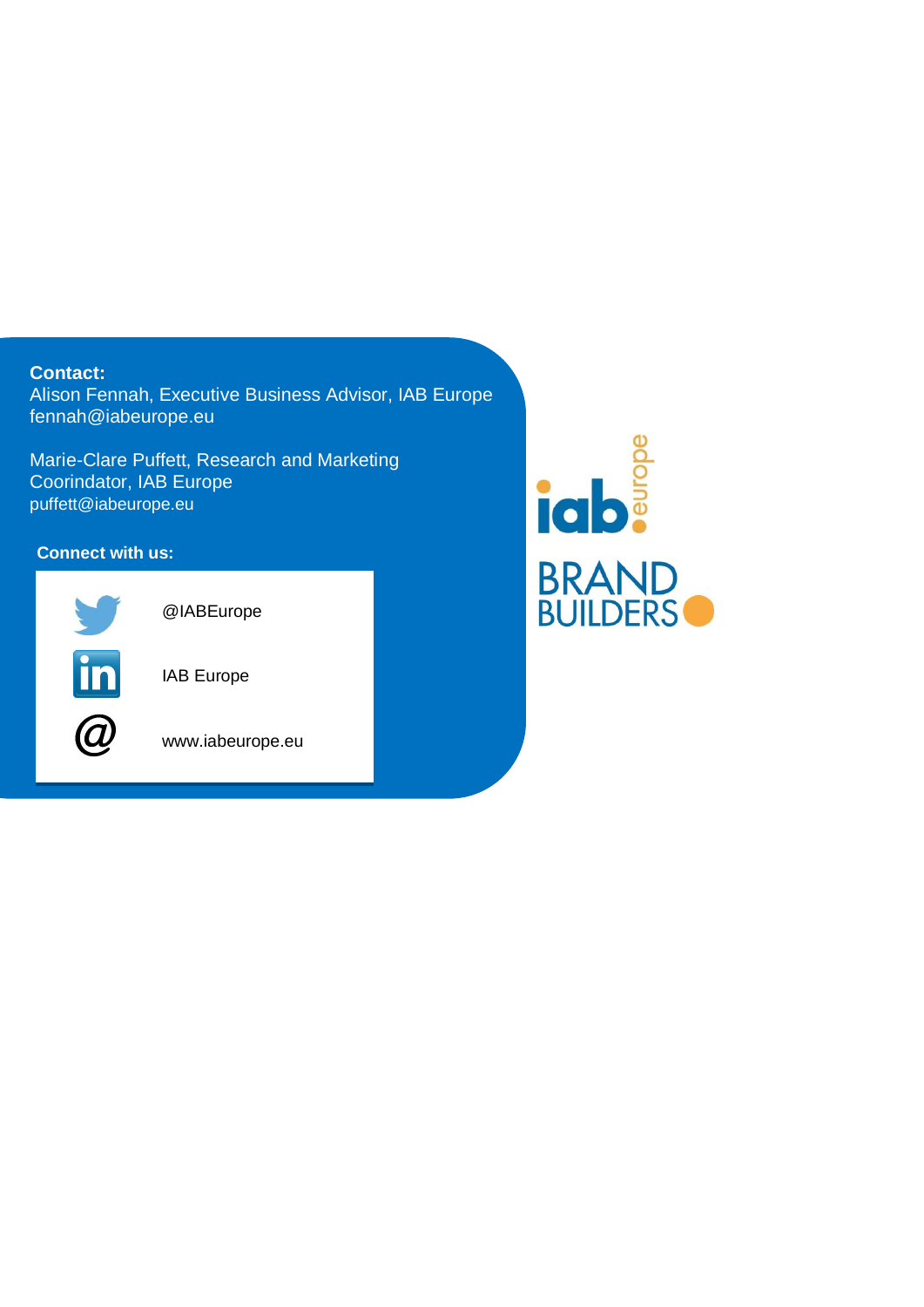**Contact:**
Alison Fennah, Executive Business Advisor, IAB Europe
fennah@iabeurope.eu

Marie-Clare Puffett, Research and Marketing Coorindator, IAB Europe
puffett@iabeurope.eu

**Connect with us:**

@IABEurope

IAB Europe

www.iabeurope.eu

iab.europe

BRAND BUILDERS